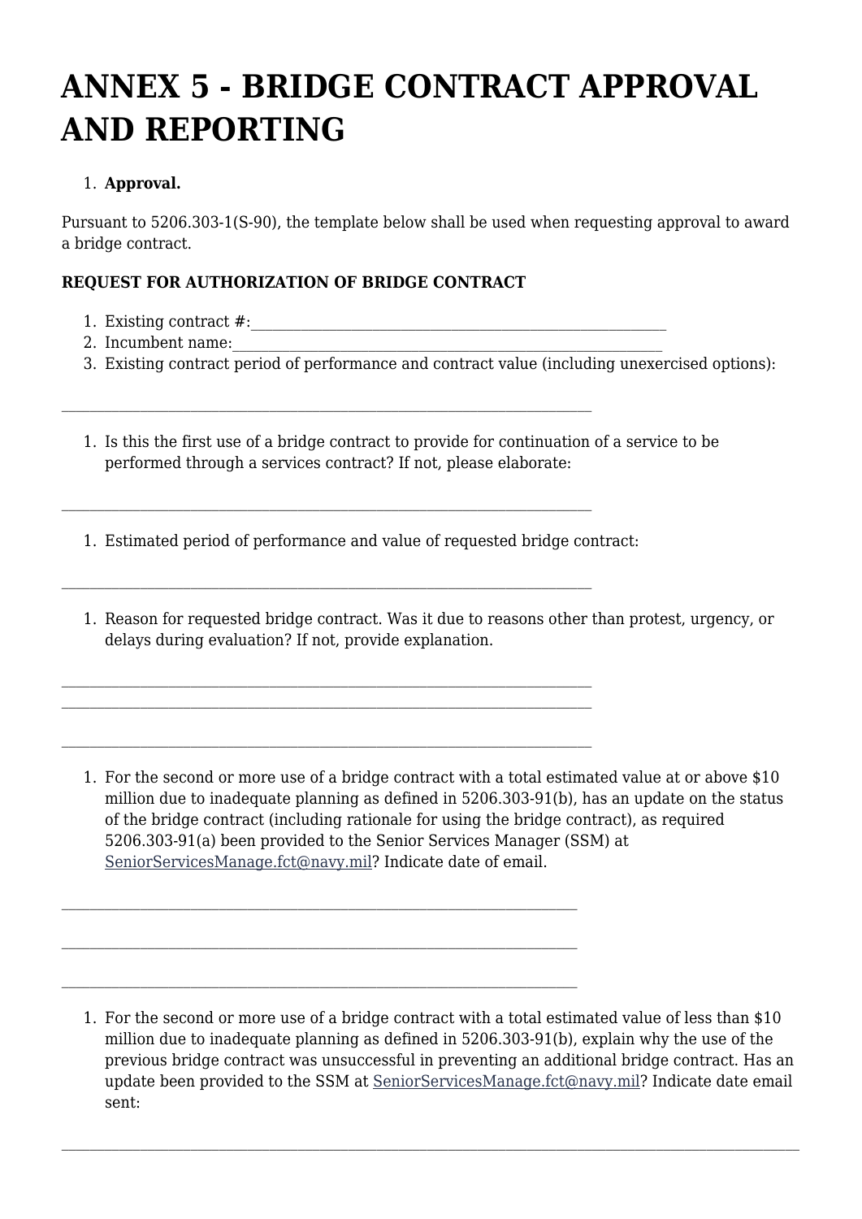# ANNEX 5 - BRIDGE CONTRACT APPROVAL AND REPORTING

1. **Approval.**

Pursuant to 5206.303-1(S-90), the template below shall be used when requesting approval to award a bridge contract.

**REQUEST FOR AUTHORIZATION OF BRIDGE CONTRACT**

1. Existing contract #:_______________________________________________________
2. Incumbent name:_______________________________________________________
3. Existing contract period of performance and contract value (including unexercised options):

_______________________________________________________________________

1. Is this the first use of a bridge contract to provide for continuation of a service to be performed through a services contract? If not, please elaborate:

_______________________________________________________________________

1. Estimated period of performance and value of requested bridge contract:

_______________________________________________________________________

1. Reason for requested bridge contract. Was it due to reasons other than protest, urgency, or delays during evaluation? If not, provide explanation.

_______________________________________________________________________

_______________________________________________________________________

_______________________________________________________________________

1. For the second or more use of a bridge contract with a total estimated value at or above $10 million due to inadequate planning as defined in 5206.303-91(b), has an update on the status of the bridge contract (including rationale for using the bridge contract), as required 5206.303-91(a) been provided to the Senior Services Manager (SSM) at SeniorServicesManage.fct@navy.mil? Indicate date of email.

_______________________________________________________________________

_______________________________________________________________________

_______________________________________________________________________

1. For the second or more use of a bridge contract with a total estimated value of less than $10 million due to inadequate planning as defined in 5206.303-91(b), explain why the use of the previous bridge contract was unsuccessful in preventing an additional bridge contract. Has an update been provided to the SSM at SeniorServicesManage.fct@navy.mil? Indicate date email sent:

_______________________________________________________________________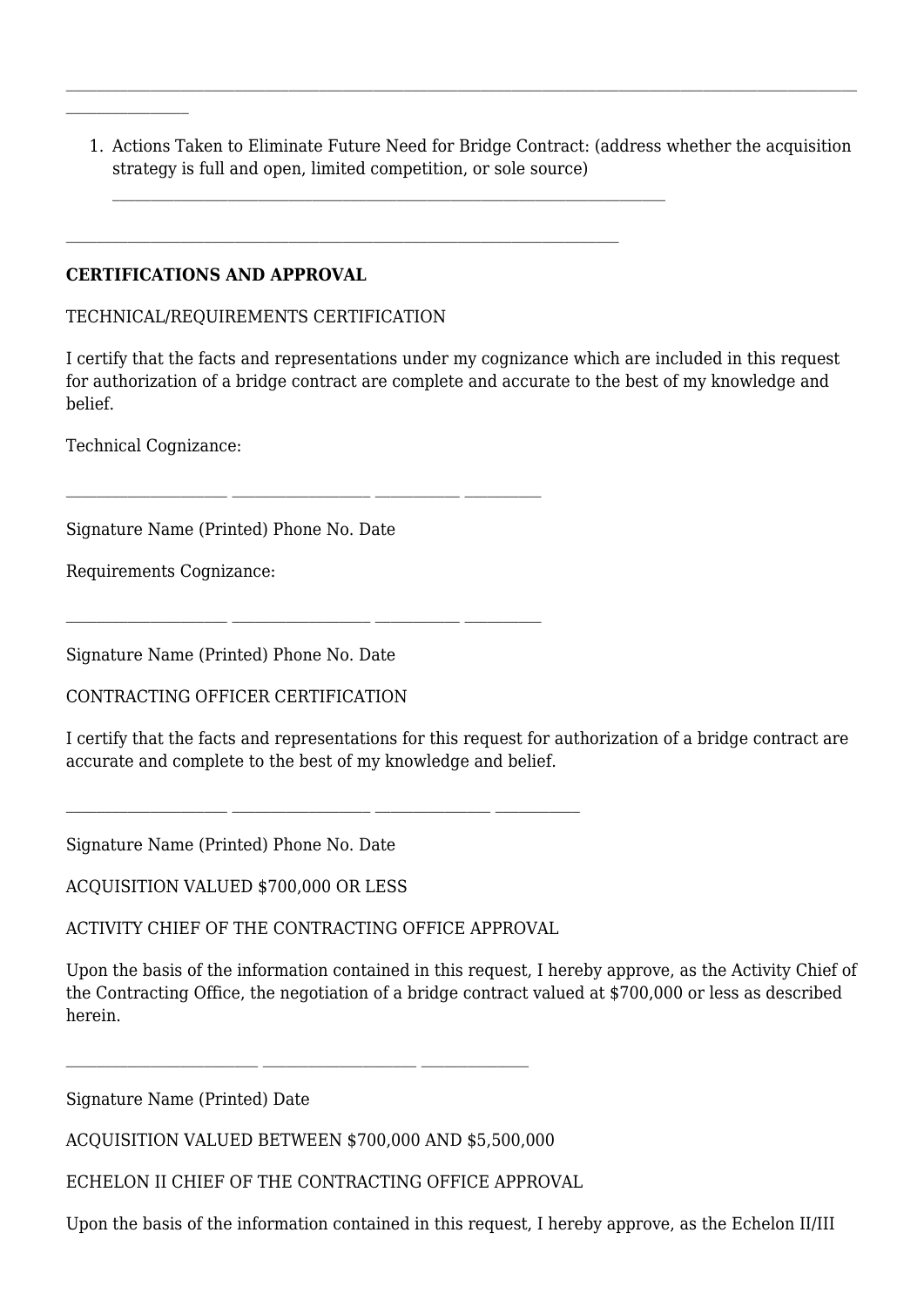\_\_\_\_\_\_\_\_\_\_\_\_\_\_\_\_\_\_\_\_\_\_\_\_\_\_\_\_\_\_\_\_\_\_\_\_\_\_\_\_\_\_\_\_\_\_\_\_\_\_\_\_\_\_\_\_\_\_\_\_\_\_\_\_\_\_\_\_\_\_\_\_\_\_\_\_\_\_\_\_\_\_\_\_\_\_\_\_\_\_\_\_\_\_\_\_\_\_\_\_\_\_\_\_\_\_\_\_\_\_

1. Actions Taken to Eliminate Future Need for Bridge Contract: (address whether the acquisition strategy is full and open, limited competition, or sole source)

   \_\_\_\_\_\_\_\_\_\_\_\_\_\_\_\_\_\_\_\_\_\_\_\_\_\_\_\_\_\_\_\_\_\_\_\_\_\_\_\_\_\_\_\_\_\_\_\_\_\_\_\_\_\_\_\_\_\_\_\_\_\_\_\_\_\_\_\_\_\_

\_\_\_\_\_\_\_\_\_\_\_\_\_\_\_\_\_\_\_\_\_\_\_\_\_\_\_\_\_\_\_\_\_\_\_\_\_\_\_\_\_\_\_\_\_\_\_\_\_\_\_\_\_\_\_\_\_\_\_\_\_\_\_\_\_\_\_\_\_\_

**CERTIFICATIONS AND APPROVAL**

TECHNICAL/REQUIREMENTS CERTIFICATION

I certify that the facts and representations under my cognizance which are included in this request for authorization of a bridge contract are complete and accurate to the best of my knowledge and belief.

Technical Cognizance:

\_\_\_\_\_\_\_\_\_\_\_\_\_\_\_\_\_\_\_\_ \_\_\_\_\_\_\_\_\_\_\_\_\_\_\_\_\_\_ \_\_\_\_\_\_\_\_\_\_\_ \_\_\_\_\_\_\_\_\_\_

Signature Name (Printed) Phone No. Date

Requirements Cognizance:

\_\_\_\_\_\_\_\_\_\_\_\_\_\_\_\_\_\_\_\_ \_\_\_\_\_\_\_\_\_\_\_\_\_\_\_\_\_\_ \_\_\_\_\_\_\_\_\_\_\_ \_\_\_\_\_\_\_\_\_\_

Signature Name (Printed) Phone No. Date

CONTRACTING OFFICER CERTIFICATION

I certify that the facts and representations for this request for authorization of a bridge contract are accurate and complete to the best of my knowledge and belief.

\_\_\_\_\_\_\_\_\_\_\_\_\_\_\_\_\_\_\_\_ \_\_\_\_\_\_\_\_\_\_\_\_\_\_\_\_\_\_ \_\_\_\_\_\_\_\_\_\_\_\_\_\_\_ \_\_\_\_\_\_\_\_\_\_\_

Signature Name (Printed) Phone No. Date

ACQUISITION VALUED $700,000 OR LESS

ACTIVITY CHIEF OF THE CONTRACTING OFFICE APPROVAL

Upon the basis of the information contained in this request, I hereby approve, as the Activity Chief of the Contracting Office, the negotiation of a bridge contract valued at $700,000 or less as described herein.

\_\_\_\_\_\_\_\_\_\_\_\_\_\_\_\_\_\_\_\_\_\_\_\_\_ \_\_\_\_\_\_\_\_\_\_\_\_\_\_\_\_\_\_\_\_ \_\_\_\_\_\_\_\_\_\_\_\_\_\_

Signature Name (Printed) Date

ACQUISITION VALUED BETWEEN $700,000 AND $5,500,000

ECHELON II CHIEF OF THE CONTRACTING OFFICE APPROVAL

Upon the basis of the information contained in this request, I hereby approve, as the Echelon II/III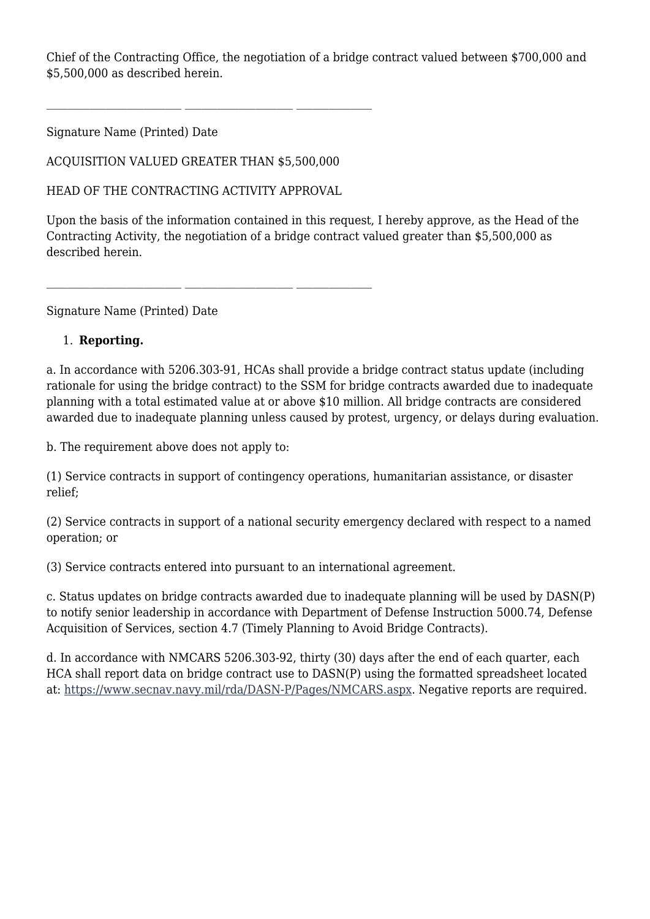Chief of the Contracting Office, the negotiation of a bridge contract valued between $700,000 and $5,500,000 as described herein.

________________________ ___________________ ______________

Signature Name (Printed) Date

ACQUISITION VALUED GREATER THAN $5,500,000

HEAD OF THE CONTRACTING ACTIVITY APPROVAL

Upon the basis of the information contained in this request, I hereby approve, as the Head of the Contracting Activity, the negotiation of a bridge contract valued greater than $5,500,000 as described herein.

________________________ ___________________ ______________

Signature Name (Printed) Date

1. **Reporting.**

a. In accordance with 5206.303-91, HCAs shall provide a bridge contract status update (including rationale for using the bridge contract) to the SSM for bridge contracts awarded due to inadequate planning with a total estimated value at or above $10 million. All bridge contracts are considered awarded due to inadequate planning unless caused by protest, urgency, or delays during evaluation.

b. The requirement above does not apply to:

(1) Service contracts in support of contingency operations, humanitarian assistance, or disaster relief;

(2) Service contracts in support of a national security emergency declared with respect to a named operation; or

(3) Service contracts entered into pursuant to an international agreement.

c. Status updates on bridge contracts awarded due to inadequate planning will be used by DASN(P) to notify senior leadership in accordance with Department of Defense Instruction 5000.74, Defense Acquisition of Services, section 4.7 (Timely Planning to Avoid Bridge Contracts).

d. In accordance with NMCARS 5206.303-92, thirty (30) days after the end of each quarter, each HCA shall report data on bridge contract use to DASN(P) using the formatted spreadsheet located at: https://www.secnav.navy.mil/rda/DASN-P/Pages/NMCARS.aspx. Negative reports are required.